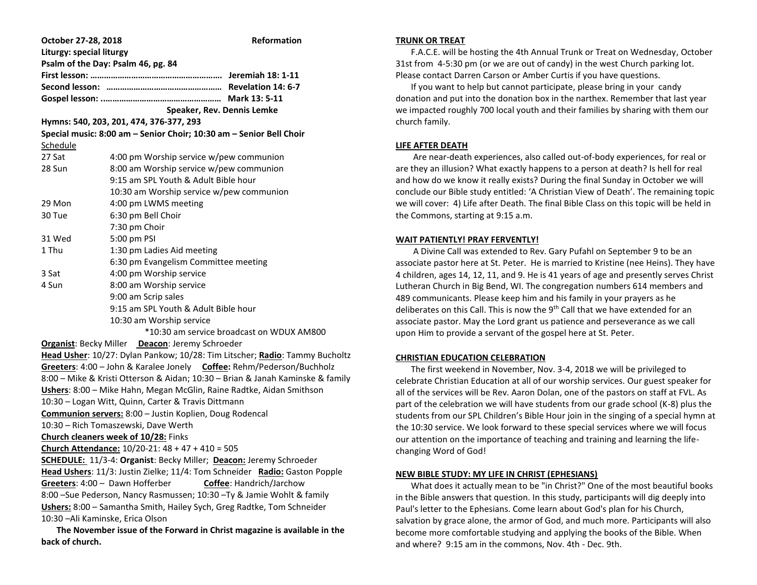**October 27-28, 2018** **Reformation**

**Liturgy: special liturgy**

**Psalm of the Day: Psalm 46, pg. 84**

**First lesson: …………………………………………………. Jeremiah 18: 1-11**

**Second lesson: …………………………………………… Revelation 14: 6-7**

**Gospel lesson: ……………………………………………. Mark 13: 5-11**

**Speaker, Rev. Dennis Lemke**

**Hymns: 540, 203, 201, 474, 376-377, 293**

**Special music: 8:00 am – Senior Choir; 10:30 am – Senior Bell Choir**

Schedule

| | |
|---|---|
| 27 Sat | 4:00 pm Worship service w/pew communion |
| 28 Sun | 8:00 am Worship service w/pew communion |
| | 9:15 am SPL Youth & Adult Bible hour |
| | 10:30 am Worship service w/pew communion |
| 29 Mon | 4:00 pm LWMS meeting |
| 30 Tue | 6:30 pm Bell Choir |
| | 7:30 pm Choir |
| 31 Wed | 5:00 pm PSI |
| 1 Thu | 1:30 pm Ladies Aid meeting |
| | 6:30 pm Evangelism Committee meeting |
| 3 Sat | 4:00 pm Worship service |
| 4 Sun | 8:00 am Worship service |
| | 9:00 am Scrip sales |
| | 9:15 am SPL Youth & Adult Bible hour |
| | 10:30 am Worship service |

*10:30 am service broadcast on WDUX AM800

**Organist**: Becky Miller **Deacon**: Jeremy Schroeder

**Head Usher**: 10/27: Dylan Pankow; 10/28: Tim Litscher; **Radio**: Tammy Bucholtz

**Greeters**: 4:00 – John & Karalee Jonely **Coffee:** Rehm/Pederson/Buchholz

8:00 – Mike & Kristi Otterson & Aidan; 10:30 – Brian & Janah Kaminske & family

**Ushers**: 8:00 – Mike Hahn, Megan McGlin, Raine Radtke, Aidan Smithson

10:30 – Logan Witt, Quinn, Carter & Travis Dittmann

**Communion servers:** 8:00 – Justin Koplien, Doug Rodencal

10:30 – Rich Tomaszewski, Dave Werth

**Church cleaners week of 10/28:** Finks

**Church Attendance:** 10/20-21: 48 + 47 + 410 = 505

**SCHEDULE:** 11/3-4: **Organist**: Becky Miller; **Deacon:** Jeremy Schroeder

**Head Ushers**: 11/3: Justin Zielke; 11/4: Tom Schneider **Radio:** Gaston Popple

**Greeters**: 4:00 – Dawn Hofferber **Coffee**: Handrich/Jarchow

8:00 –Sue Pederson, Nancy Rasmussen; 10:30 –Ty & Jamie Wohlt & family

**Ushers:** 8:00 – Samantha Smith, Hailey Sych, Greg Radtke, Tom Schneider

10:30 –Ali Kaminske, Erica Olson

**The November issue of the Forward in Christ magazine is available in the back of church.**

## TRUNK OR TREAT

F.A.C.E. will be hosting the 4th Annual Trunk or Treat on Wednesday, October 31st from 4-5:30 pm (or we are out of candy) in the west Church parking lot. Please contact Darren Carson or Amber Curtis if you have questions.

If you want to help but cannot participate, please bring in your candy donation and put into the donation box in the narthex. Remember that last year we impacted roughly 700 local youth and their families by sharing with them our church family.

## LIFE AFTER DEATH

Are near-death experiences, also called out-of-body experiences, for real or are they an illusion? What exactly happens to a person at death? Is hell for real and how do we know it really exists? During the final Sunday in October we will conclude our Bible study entitled: 'A Christian View of Death'. The remaining topic we will cover: 4) Life after Death. The final Bible Class on this topic will be held in the Commons, starting at 9:15 a.m.

## WAIT PATIENTLY! PRAY FERVENTLY!

A Divine Call was extended to Rev. Gary Pufahl on September 9 to be an associate pastor here at St. Peter. He is married to Kristine (nee Heins). They have 4 children, ages 14, 12, 11, and 9. He is 41 years of age and presently serves Christ Lutheran Church in Big Bend, WI. The congregation numbers 614 members and 489 communicants. Please keep him and his family in your prayers as he deliberates on this Call. This is now the 9th Call that we have extended for an associate pastor. May the Lord grant us patience and perseverance as we call upon Him to provide a servant of the gospel here at St. Peter.

## CHRISTIAN EDUCATION CELEBRATION

The first weekend in November, Nov. 3-4, 2018 we will be privileged to celebrate Christian Education at all of our worship services. Our guest speaker for all of the services will be Rev. Aaron Dolan, one of the pastors on staff at FVL. As part of the celebration we will have students from our grade school (K-8) plus the students from our SPL Children's Bible Hour join in the singing of a special hymn at the 10:30 service. We look forward to these special services where we will focus our attention on the importance of teaching and training and learning the life-changing Word of God!

## NEW BIBLE STUDY: MY LIFE IN CHRIST (EPHESIANS)

What does it actually mean to be "in Christ?" One of the most beautiful books in the Bible answers that question. In this study, participants will dig deeply into Paul's letter to the Ephesians. Come learn about God's plan for his Church, salvation by grace alone, the armor of God, and much more. Participants will also become more comfortable studying and applying the books of the Bible. When and where? 9:15 am in the commons, Nov. 4th - Dec. 9th.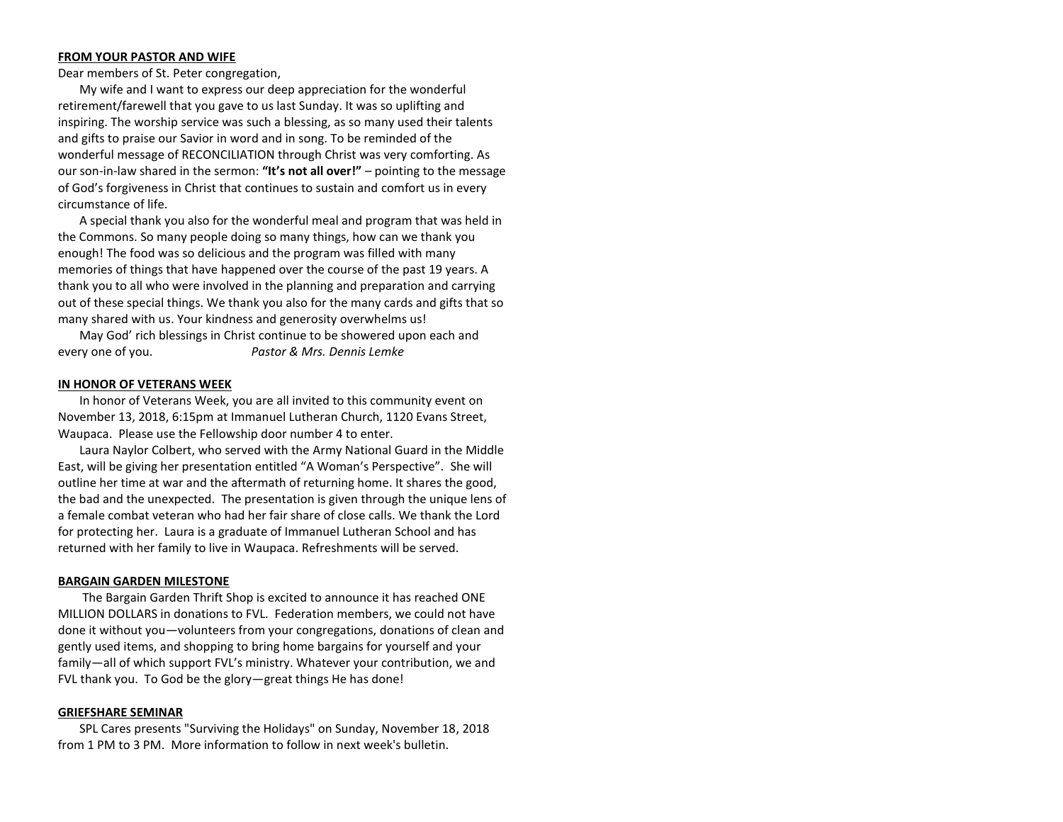**FROM YOUR PASTOR AND WIFE**

Dear members of St. Peter congregation,

My wife and I want to express our deep appreciation for the wonderful retirement/farewell that you gave to us last Sunday. It was so uplifting and inspiring. The worship service was such a blessing, as so many used their talents and gifts to praise our Savior in word and in song. To be reminded of the wonderful message of RECONCILIATION through Christ was very comforting. As our son-in-law shared in the sermon: **"It's not all over!"** – pointing to the message of God's forgiveness in Christ that continues to sustain and comfort us in every circumstance of life.

A special thank you also for the wonderful meal and program that was held in the Commons. So many people doing so many things, how can we thank you enough! The food was so delicious and the program was filled with many memories of things that have happened over the course of the past 19 years. A thank you to all who were involved in the planning and preparation and carrying out of these special things. We thank you also for the many cards and gifts that so many shared with us. Your kindness and generosity overwhelms us!

May God' rich blessings in Christ continue to be showered upon each and every one of you. *Pastor & Mrs. Dennis Lemke*

**IN HONOR OF VETERANS WEEK**

In honor of Veterans Week, you are all invited to this community event on November 13, 2018, 6:15pm at Immanuel Lutheran Church, 1120 Evans Street, Waupaca. Please use the Fellowship door number 4 to enter.

Laura Naylor Colbert, who served with the Army National Guard in the Middle East, will be giving her presentation entitled "A Woman's Perspective". She will outline her time at war and the aftermath of returning home. It shares the good, the bad and the unexpected. The presentation is given through the unique lens of a female combat veteran who had her fair share of close calls. We thank the Lord for protecting her. Laura is a graduate of Immanuel Lutheran School and has returned with her family to live in Waupaca. Refreshments will be served.

**BARGAIN GARDEN MILESTONE**

The Bargain Garden Thrift Shop is excited to announce it has reached ONE MILLION DOLLARS in donations to FVL. Federation members, we could not have done it without you—volunteers from your congregations, donations of clean and gently used items, and shopping to bring home bargains for yourself and your family—all of which support FVL's ministry. Whatever your contribution, we and FVL thank you. To God be the glory—great things He has done!

**GRIEFSHARE SEMINAR**

SPL Cares presents "Surviving the Holidays" on Sunday, November 18, 2018 from 1 PM to 3 PM. More information to follow in next week's bulletin.